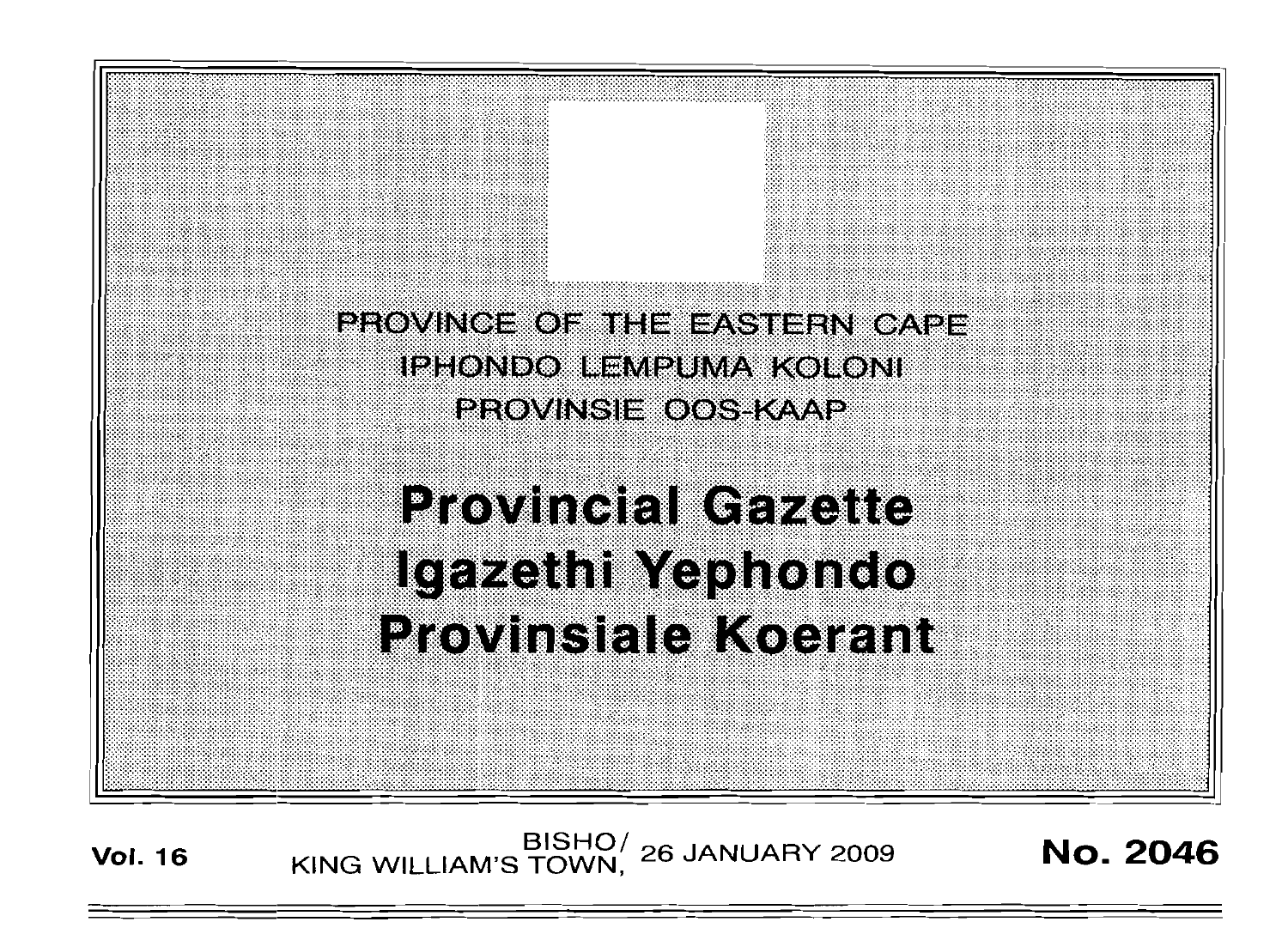PROVINCE OF THE EASTERN CAPE

IPHONDO LEMPUMA KOLONI

PROVINSIE OOS-KAAP

# Provincial Gazette

# Igazethi Yephondo

# Provinsiale Koerant

**Vol. 16** BISHO/ KING WILLIAM'S TOWN, 26 JANUARY 2009 **No. 2046**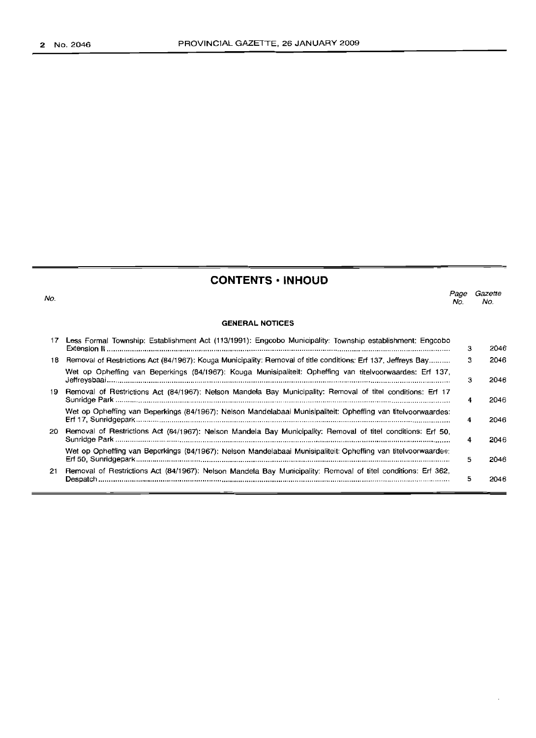## CONTENTS · INHOUD

| No. | | Page No. | Gazette No. |
|---|---|---|---|
| | **GENERAL NOTICES** | | |
| 17 | Less Formal Township: Establishment Act (113/1991): Engcobo Municipality: Township establishment: Engcobo Extension II | 3 | 2046 |
| 18 | Removal of Restrictions Act (84/1967): Kouga Municipality: Removal of title conditions: Erf 137, Jeffreys Bay | 3 | 2046 |
| | Wet op Opheffing van Beperkings (84/1967): Kouga Munisipaliteit: Opheffing van titelvoorwaardes: Erf 137, Jeffreysbaai | 3 | 2046 |
| 19 | Removal of Restrictions Act (84/1967): Nelson Mandela Bay Municipality: Removal of titel conditions: Erf 17 Sunridge Park | 4 | 2046 |
| | Wet op Opheffing van Beperkings (84/1967): Nelson Mandelabaai Munisipaliteit: Opheffing van titelvoorwaardes: Erf 17, Sunridgepark | 4 | 2046 |
| 20 | Removal of Restrictions Act (84/1967): Nelson Mandela Bay Municipality: Removal of titel conditions: Erf 50, Sunridge Park | 4 | 2046 |
| | Wet op Opheffing van Beperkings (84/1967): Nelson Mandelabaai Munisipaliteit: Opheffing van titelvoorwaardes: Erf 50, Sunridgepark | 5 | 2046 |
| 21 | Removal of Restrictions Act (84/1967): Nelson Mandela Bay Municipality: Removal of titel conditions: Erf 362, Despatch | 5 | 2046 |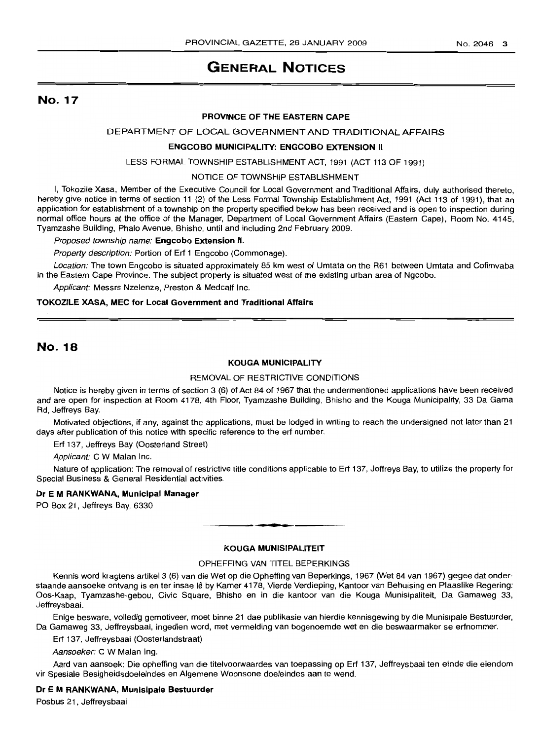# GENERAL NOTICES

## No. 17

**PROVINCE OF THE EASTERN CAPE**

DEPARTMENT OF LOCAL GOVERNMENT AND TRADITIONAL AFFAIRS

**ENGCOBO MUNICIPALITY: ENGCOBO EXTENSION II**

LESS FORMAL TOWNSHIP ESTABLISHMENT ACT, 1991 (ACT 113 OF 1991)

NOTICE OF TOWNSHIP ESTABLISHMENT

I, Tokozile Xasa, Member of the Executive Council for Local Government and Traditional Affairs, duly authorised thereto, hereby give notice in terms of section 11 (2) of the Less Formal Township Establishment Act, 1991 (Act 113 of 1991), that an application for establishment of a township on the property specified below has been received and is open to inspection during normal office hours at the office of the Manager, Department of Local Government Affairs (Eastern Cape), Room No. 4145, Tyamzashe Building, Phalo Avenue, Bhisho, until and including 2nd February 2009.

*Proposed township name:* **Engcobo Extension II.**

*Property description:* Portion of Erf 1 Engcobo (Commonage).

*Location:* The town Engcobo is situated approximately 85 km west of Umtata on the R61 between Umtata and Cofimvaba in the Eastern Cape Province. The subject property is situated west of the existing urban area of Ngcobo.

*Applicant:* Messrs Nzelenze, Preston & Medcalf Inc.

**TOKOZILE XASA, MEC for Local Government and Traditional Affairs**

## No. 18

**KOUGA MUNICIPALITY**

REMOVAL OF RESTRICTIVE CONDITIONS

Notice is hereby given in terms of section 3 (6) of Act 84 of 1967 that the undermentioned applications have been received and are open for inspection at Room 4178, 4th Floor, Tyamzashe Building, Bhisho and the Kouga Municipality, 33 Da Gama Rd, Jeffreys Bay.

Motivated objections, if any, against the applications, must be lodged in writing to reach the undersigned not later than 21 days after publication of this notice with specific reference to the erf number.

Erf 137, Jeffreys Bay (Oosterland Street)

*Applicant:* C W Malan Inc.

Nature of application: The removal of restrictive title conditions applicable to Erf 137, Jeffreys Bay, to utilize the property for Special Business & General Residential activities.

**Dr E M RANKWANA, Municipal Manager**

PO Box 21, Jeffreys Bay, 6330

---

**KOUGA MUNISIPALITEIT**

OPHEFFING VAN TITEL BEPERKINGS

Kennis word kragtens artikel 3 (6) van die Wet op die Opheffing van Beperkings, 1967 (Wet 84 van 1967) gegee dat onderstaande aansoeke ontvang is en ter insae lê by Kamer 4178, Vierde Verdieping, Kantoor van Behuising en Plaaslike Regering: Oos-Kaap, Tyamzashe-gebou, Civic Square, Bhisho en in die kantoor van die Kouga Munisipaliteit, Da Gamaweg 33, Jeffreysbaai.

Enige besware, volledig gemotiveer, moet binne 21 dae publikasie van hierdie kennisgewing by die Munisipale Bestuurder, Da Gamaweg 33, Jeffreysbaai, ingedien word, met vermelding van bogenoemde wet en die beswaarmaker se erfnommer.

Erf 137, Jeffreysbaai (Oosterlandstraat)

*Aansoeker:* C W Malan Ing.

Aard van aansoek: Die opheffing van die titelvoorwaardes van toepassing op Erf 137, Jeffreysbaai ten einde die eiendom vir Spesiale Besigheidsdoeleindes en Algemene Woonsone doeleindes aan te wend.

**Dr E M RANKWANA, Munisipale Bestuurder**

Posbus 21, Jeffreysbaai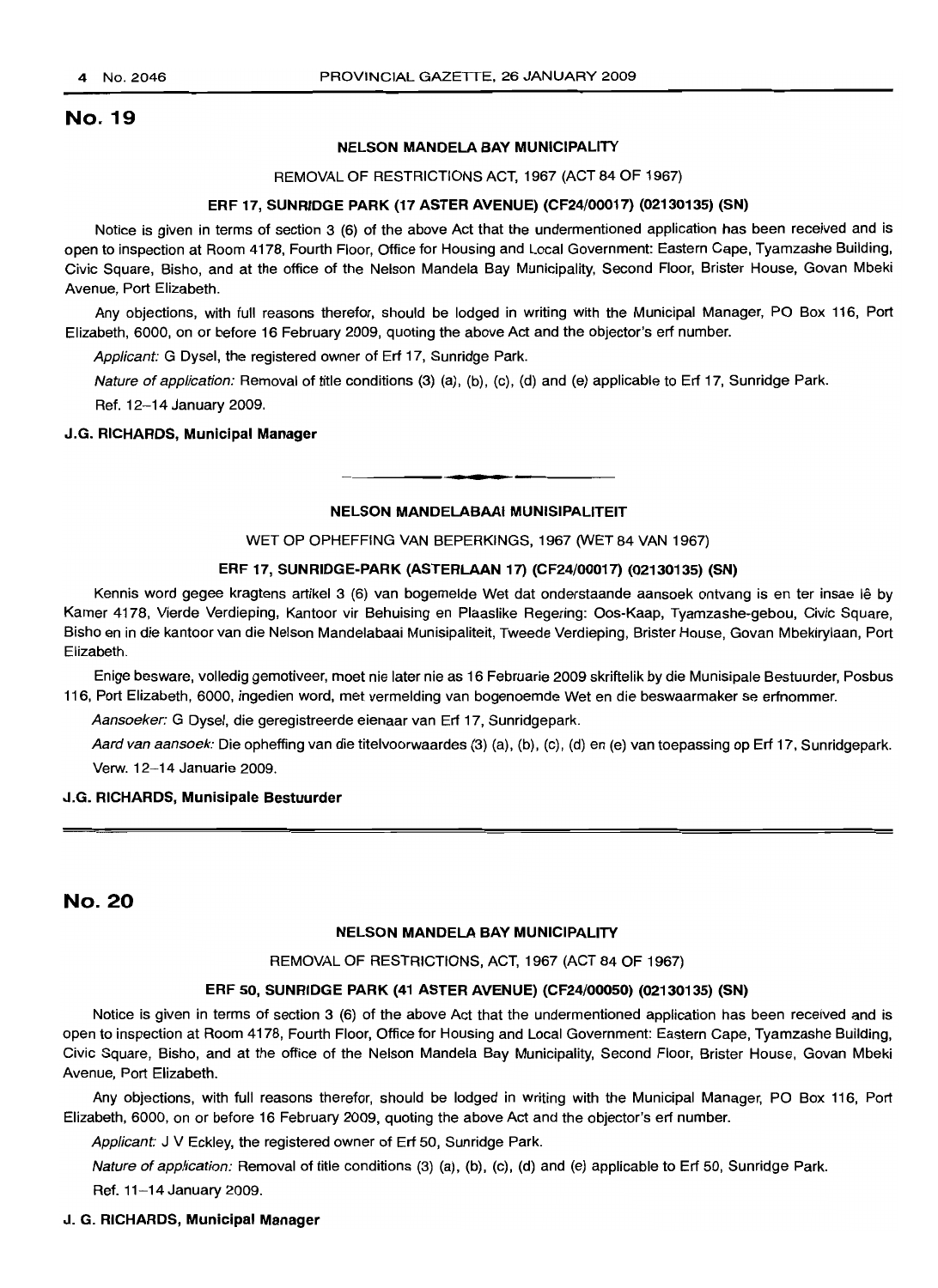## No. 19

**NELSON MANDELA BAY MUNICIPALITY**

REMOVAL OF RESTRICTIONS ACT, 1967 (ACT 84 OF 1967)

**ERF 17, SUNRIDGE PARK (17 ASTER AVENUE) (CF24/00017) (02130135) (SN)**

Notice is given in terms of section 3 (6) of the above Act that the undermentioned application has been received and is open to inspection at Room 4178, Fourth Floor, Office for Housing and Local Government: Eastern Cape, Tyamzashe Building, Civic Square, Bisho, and at the office of the Nelson Mandela Bay Municipality, Second Floor, Brister House, Govan Mbeki Avenue, Port Elizabeth.

Any objections, with full reasons therefor, should be lodged in writing with the Municipal Manager, PO Box 116, Port Elizabeth, 6000, on or before 16 February 2009, quoting the above Act and the objector's erf number.

*Applicant:* G Dysel, the registered owner of Erf 17, Sunridge Park.

*Nature of application:* Removal of title conditions (3) (a), (b), (c), (d) and (e) applicable to Erf 17, Sunridge Park.

Ref. 12–14 January 2009.

**J.G. RICHARDS, Municipal Manager**

---

**NELSON MANDELABAAI MUNISIPALITEIT**

WET OP OPHEFFING VAN BEPERKINGS, 1967 (WET 84 VAN 1967)

**ERF 17, SUNRIDGE-PARK (ASTERLAAN 17) (CF24/00017) (02130135) (SN)**

Kennis word gegee kragtens artikel 3 (6) van bogemelde Wet dat onderstaande aansoek ontvang is en ter insae lê by Kamer 4178, Vierde Verdieping, Kantoor vir Behuising en Plaaslike Regering: Oos-Kaap, Tyamzashe-gebou, Civic Square, Bisho en in die kantoor van die Nelson Mandelabaai Munisipaliteit, Tweede Verdieping, Brister House, Govan Mbekirylaan, Port Elizabeth.

Enige besware, volledig gemotiveer, moet nie later nie as 16 Februarie 2009 skriftelik by die Munisipale Bestuurder, Posbus 116, Port Elizabeth, 6000, ingedien word, met vermelding van bogenoemde Wet en die beswaarmaker se erfnommer.

*Aansoeker:* G Dysel, die geregistreerde eienaar van Erf 17, Sunridgepark.

*Aard van aansoek:* Die opheffing van die titelvoorwaardes (3) (a), (b), (c), (d) en (e) van toepassing op Erf 17, Sunridgepark.

Verw. 12–14 Januarie 2009.

**J.G. RICHARDS, Munisipale Bestuurder**

---

## No. 20

**NELSON MANDELA BAY MUNICIPALITY**

REMOVAL OF RESTRICTIONS, ACT, 1967 (ACT 84 OF 1967)

**ERF 50, SUNRIDGE PARK (41 ASTER AVENUE) (CF24/00050) (02130135) (SN)**

Notice is given in terms of section 3 (6) of the above Act that the undermentioned application has been received and is open to inspection at Room 4178, Fourth Floor, Office for Housing and Local Government: Eastern Cape, Tyamzashe Building, Civic Square, Bisho, and at the office of the Nelson Mandela Bay Municipality, Second Floor, Brister House, Govan Mbeki Avenue, Port Elizabeth.

Any objections, with full reasons therefor, should be lodged in writing with the Municipal Manager, PO Box 116, Port Elizabeth, 6000, on or before 16 February 2009, quoting the above Act and the objector's erf number.

*Applicant:* J V Eckley, the registered owner of Erf 50, Sunridge Park.

*Nature of application:* Removal of title conditions (3) (a), (b), (c), (d) and (e) applicable to Erf 50, Sunridge Park.

Ref. 11–14 January 2009.

**J. G. RICHARDS, Municipal Manager**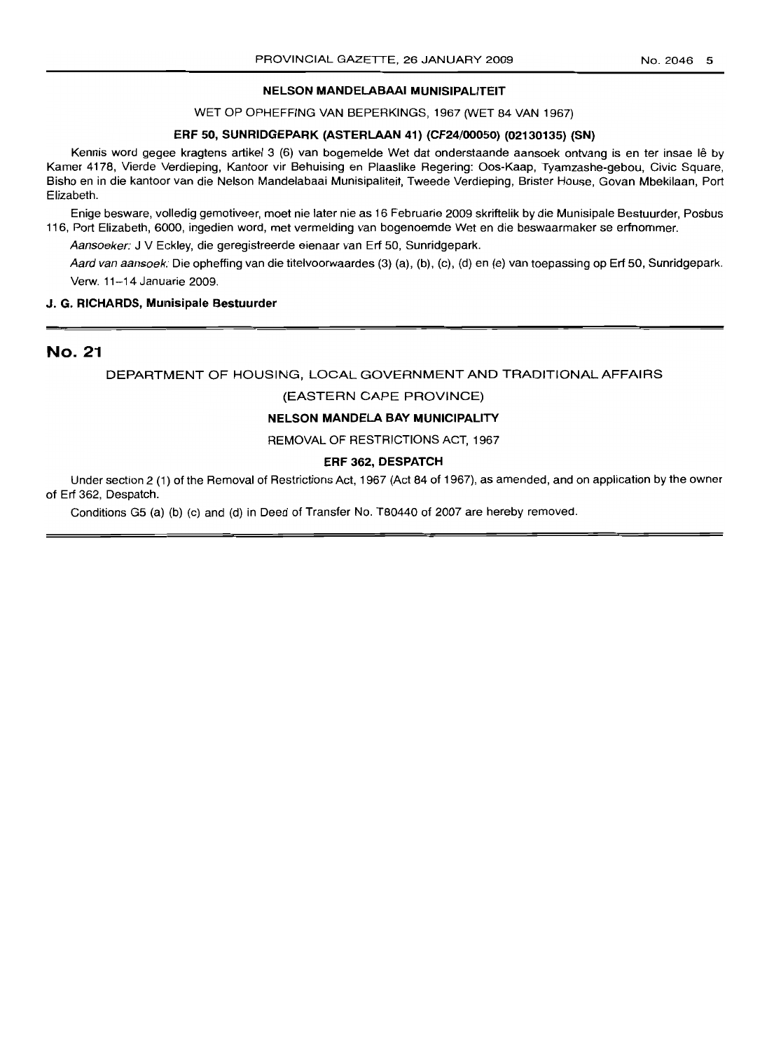**NELSON MANDELABAAI MUNISIPALITEIT**

WET OP OPHEFFING VAN BEPERKINGS, 1967 (WET 84 VAN 1967)

**ERF 50, SUNRIDGEPARK (ASTERLAAN 41) (CF24/00050) (02130135) (SN)**

Kennis word gegee kragtens artikel 3 (6) van bogemelde Wet dat onderstaande aansoek ontvang is en ter insae lê by Kamer 4178, Vierde Verdieping, Kantoor vir Behuising en Plaaslike Regering: Oos-Kaap, Tyamzashe-gebou, Civic Square, Bisho en in die kantoor van die Nelson Mandelabaai Munisipaliteit, Tweede Verdieping, Brister House, Govan Mbekilaan, Port Elizabeth.

Enige besware, volledig gemotiveer, moet nie later nie as 16 Februarie 2009 skriftelik by die Munisipale Bestuurder, Posbus 116, Port Elizabeth, 6000, ingedien word, met vermelding van bogenoemde Wet en die beswaarmaker se erfnommer.

*Aansoeker:* J V Eckley, die geregistreerde eienaar van Erf 50, Sunridgepark.

*Aard van aansoek:* Die opheffing van die titelvoorwaardes (3) (a), (b), (c), (d) en (e) van toepassing op Erf 50, Sunridgepark.

Verw. 11–14 Januarie 2009.

**J. G. RICHARDS, Munisipale Bestuurder**

## No. 21

DEPARTMENT OF HOUSING, LOCAL GOVERNMENT AND TRADITIONAL AFFAIRS

(EASTERN CAPE PROVINCE)

**NELSON MANDELA BAY MUNICIPALITY**

REMOVAL OF RESTRICTIONS ACT, 1967

**ERF 362, DESPATCH**

Under section 2 (1) of the Removal of Restrictions Act, 1967 (Act 84 of 1967), as amended, and on application by the owner of Erf 362, Despatch.

Conditions G5 (a) (b) (c) and (d) in Deed of Transfer No. T80440 of 2007 are hereby removed.